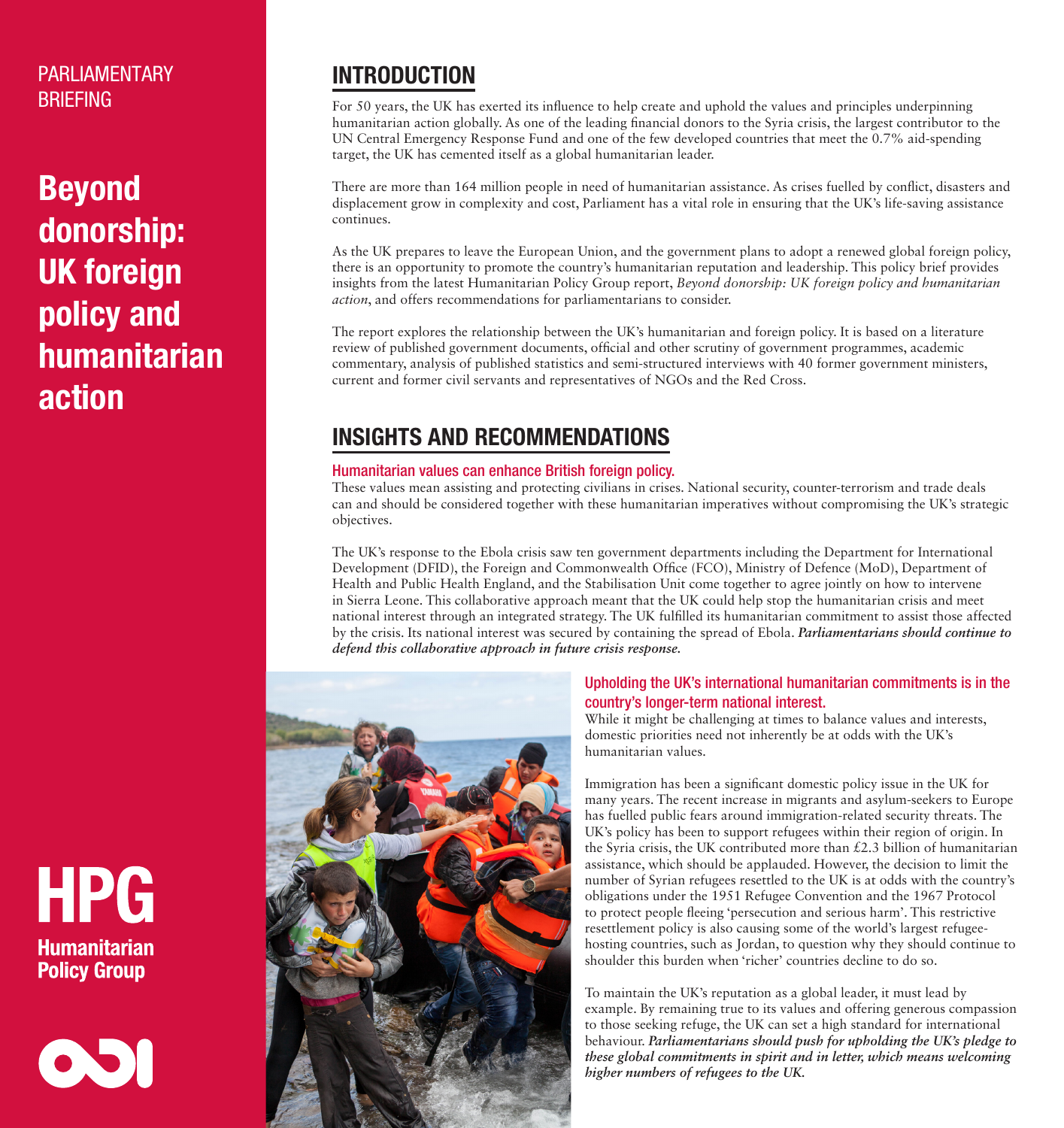PARLIAMENTARY BRIEFING

# Beyond donorship: UK foreign policy and humanitarian action

HPG Humanitarian Policy Group

ODI

## INTRODUCTION

For 50 years, the UK has exerted its influence to help create and uphold the values and principles underpinning humanitarian action globally. As one of the leading financial donors to the Syria crisis, the largest contributor to the UN Central Emergency Response Fund and one of the few developed countries that meet the 0.7% aid-spending target, the UK has cemented itself as a global humanitarian leader.

There are more than 164 million people in need of humanitarian assistance. As crises fuelled by conflict, disasters and displacement grow in complexity and cost, Parliament has a vital role in ensuring that the UK's life-saving assistance continues.

As the UK prepares to leave the European Union, and the government plans to adopt a renewed global foreign policy, there is an opportunity to promote the country's humanitarian reputation and leadership. This policy brief provides insights from the latest Humanitarian Policy Group report, *Beyond donorship: UK foreign policy and humanitarian action*, and offers recommendations for parliamentarians to consider.

The report explores the relationship between the UK's humanitarian and foreign policy. It is based on a literature review of published government documents, official and other scrutiny of government programmes, academic commentary, analysis of published statistics and semi-structured interviews with 40 former government ministers, current and former civil servants and representatives of NGOs and the Red Cross.

## INSIGHTS AND RECOMMENDATIONS

### Humanitarian values can enhance British foreign policy.

These values mean assisting and protecting civilians in crises. National security, counter-terrorism and trade deals can and should be considered together with these humanitarian imperatives without compromising the UK's strategic objectives.

The UK's response to the Ebola crisis saw ten government departments including the Department for International Development (DFID), the Foreign and Commonwealth Office (FCO), Ministry of Defence (MoD), Department of Health and Public Health England, and the Stabilisation Unit come together to agree jointly on how to intervene in Sierra Leone. This collaborative approach meant that the UK could help stop the humanitarian crisis and meet national interest through an integrated strategy. The UK fulfilled its humanitarian commitment to assist those affected by the crisis. Its national interest was secured by containing the spread of Ebola. ***Parliamentarians should continue to defend this collaborative approach in future crisis response.***

### Upholding the UK's international humanitarian commitments is in the country's longer-term national interest.

While it might be challenging at times to balance values and interests, domestic priorities need not inherently be at odds with the UK's humanitarian values.

Immigration has been a significant domestic policy issue in the UK for many years. The recent increase in migrants and asylum-seekers to Europe has fuelled public fears around immigration-related security threats. The UK's policy has been to support refugees within their region of origin. In the Syria crisis, the UK contributed more than £2.3 billion of humanitarian assistance, which should be applauded. However, the decision to limit the number of Syrian refugees resettled to the UK is at odds with the country's obligations under the 1951 Refugee Convention and the 1967 Protocol to protect people fleeing 'persecution and serious harm'. This restrictive resettlement policy is also causing some of the world's largest refugee-hosting countries, such as Jordan, to question why they should continue to shoulder this burden when 'richer' countries decline to do so.

To maintain the UK's reputation as a global leader, it must lead by example. By remaining true to its values and offering generous compassion to those seeking refuge, the UK can set a high standard for international behaviour. ***Parliamentarians should push for upholding the UK's pledge to these global commitments in spirit and in letter, which means welcoming higher numbers of refugees to the UK.***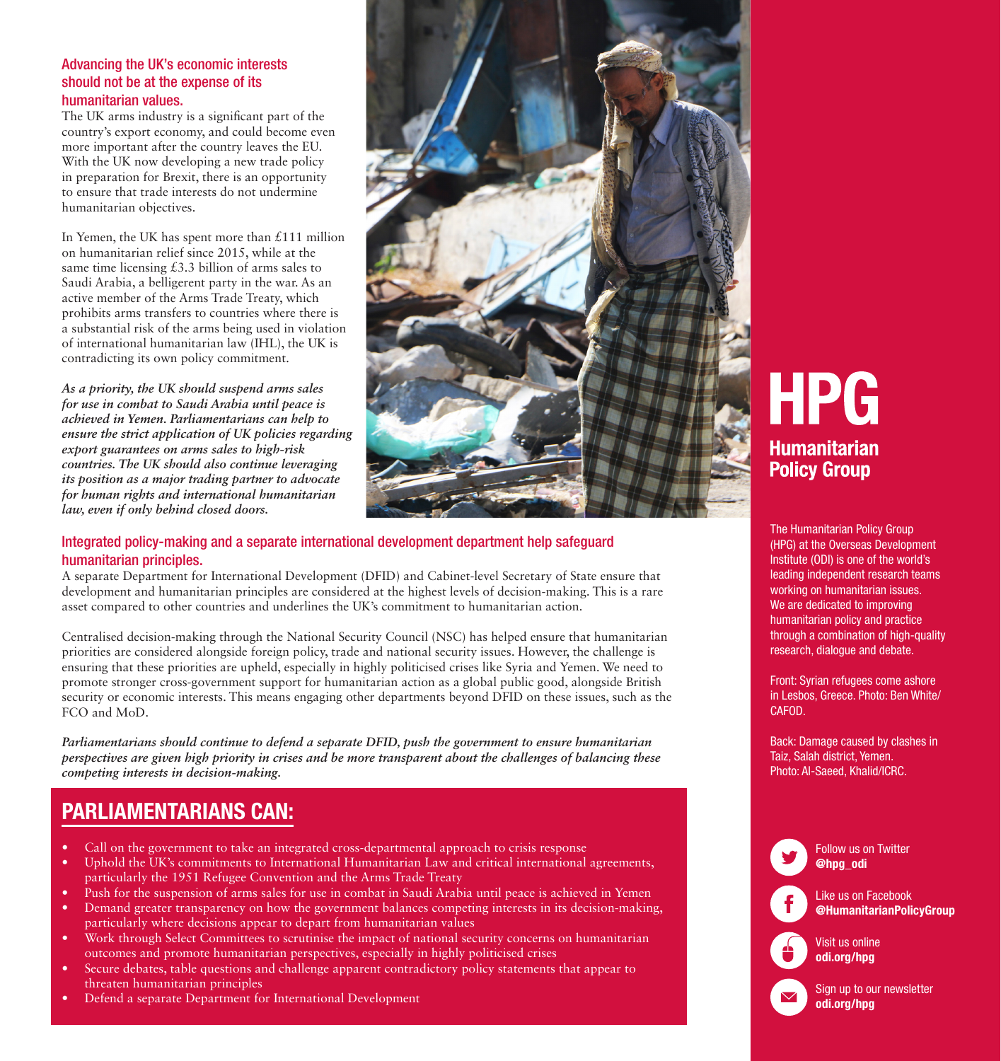### Advancing the UK's economic interests should not be at the expense of its humanitarian values.

The UK arms industry is a significant part of the country's export economy, and could become even more important after the country leaves the EU. With the UK now developing a new trade policy in preparation for Brexit, there is an opportunity to ensure that trade interests do not undermine humanitarian objectives.

In Yemen, the UK has spent more than £111 million on humanitarian relief since 2015, while at the same time licensing £3.3 billion of arms sales to Saudi Arabia, a belligerent party in the war. As an active member of the Arms Trade Treaty, which prohibits arms transfers to countries where there is a substantial risk of the arms being used in violation of international humanitarian law (IHL), the UK is contradicting its own policy commitment.

***As a priority, the UK should suspend arms sales for use in combat to Saudi Arabia until peace is achieved in Yemen. Parliamentarians can help to ensure the strict application of UK policies regarding export guarantees on arms sales to high-risk countries. The UK should also continue leveraging its position as a major trading partner to advocate for human rights and international humanitarian law, even if only behind closed doors.***

### Integrated policy-making and a separate international development department help safeguard humanitarian principles.

A separate Department for International Development (DFID) and Cabinet-level Secretary of State ensure that development and humanitarian principles are considered at the highest levels of decision-making. This is a rare asset compared to other countries and underlines the UK's commitment to humanitarian action.

Centralised decision-making through the National Security Council (NSC) has helped ensure that humanitarian priorities are considered alongside foreign policy, trade and national security issues. However, the challenge is ensuring that these priorities are upheld, especially in highly politicised crises like Syria and Yemen. We need to promote stronger cross-government support for humanitarian action as a global public good, alongside British security or economic interests. This means engaging other departments beyond DFID on these issues, such as the FCO and MoD.

***Parliamentarians should continue to defend a separate DFID, push the government to ensure humanitarian perspectives are given high priority in crises and be more transparent about the challenges of balancing these competing interests in decision-making.***

## PARLIAMENTARIANS CAN:

- Call on the government to take an integrated cross-departmental approach to crisis response
- Uphold the UK's commitments to International Humanitarian Law and critical international agreements, particularly the 1951 Refugee Convention and the Arms Trade Treaty
- Push for the suspension of arms sales for use in combat in Saudi Arabia until peace is achieved in Yemen
- Demand greater transparency on how the government balances competing interests in its decision-making, particularly where decisions appear to depart from humanitarian values
- Work through Select Committees to scrutinise the impact of national security concerns on humanitarian outcomes and promote humanitarian perspectives, especially in highly politicised crises
- Secure debates, table questions and challenge apparent contradictory policy statements that appear to threaten humanitarian principles
- Defend a separate Department for International Development

# HPG
## Humanitarian Policy Group

The Humanitarian Policy Group (HPG) at the Overseas Development Institute (ODI) is one of the world's leading independent research teams working on humanitarian issues. We are dedicated to improving humanitarian policy and practice through a combination of high-quality research, dialogue and debate.

Front: Syrian refugees come ashore in Lesbos, Greece. Photo: Ben White/ CAFOD.

Back: Damage caused by clashes in Taiz, Salah district, Yemen. Photo: Al-Saeed, Khalid/ICRC.

Follow us on Twitter **@hpg_odi**

Like us on Facebook **@HumanitarianPolicyGroup**

Visit us online **odi.org/hpg**

Sign up to our newsletter **odi.org/hpg**